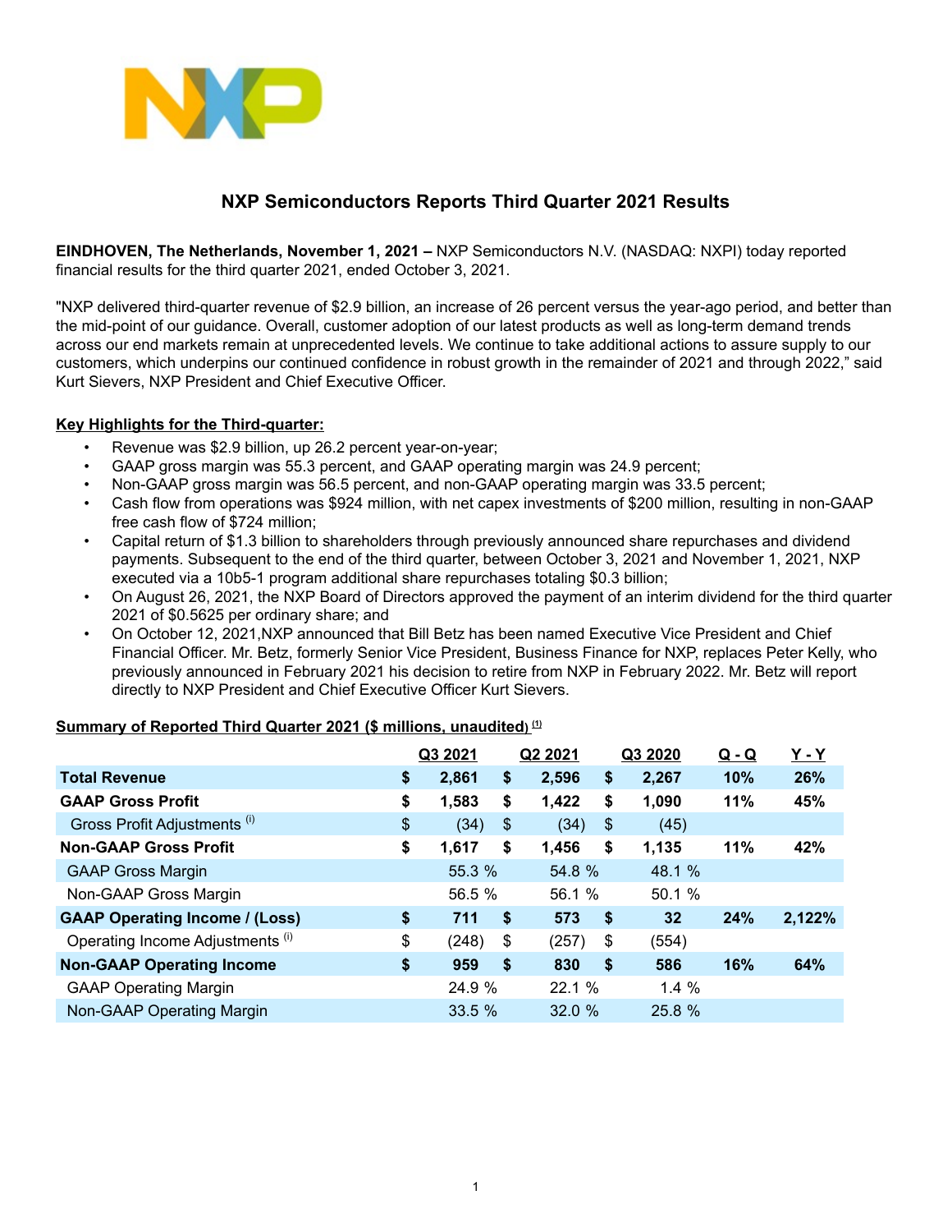# NXP Semiconductors Reports Third Quarter 2021 Results

**EINDHOVEN, The Netherlands, November 1, 2021 –** NXP Semiconductors N.V. (NASDAQ: NXPI) today reported financial results for the third quarter 2021, ended October 3, 2021.

"NXP delivered third-quarter revenue of $2.9 billion, an increase of 26 percent versus the year-ago period, and better than the mid-point of our guidance. Overall, customer adoption of our latest products as well as long-term demand trends across our end markets remain at unprecedented levels. We continue to take additional actions to assure supply to our customers, which underpins our continued confidence in robust growth in the remainder of 2021 and through 2022," said Kurt Sievers, NXP President and Chief Executive Officer.

**Key Highlights for the Third-quarter:**

- Revenue was $2.9 billion, up 26.2 percent year-on-year;
- GAAP gross margin was 55.3 percent, and GAAP operating margin was 24.9 percent;
- Non-GAAP gross margin was 56.5 percent, and non-GAAP operating margin was 33.5 percent;
- Cash flow from operations was $924 million, with net capex investments of $200 million, resulting in non-GAAP free cash flow of $724 million;
- Capital return of $1.3 billion to shareholders through previously announced share repurchases and dividend payments. Subsequent to the end of the third quarter, between October 3, 2021 and November 1, 2021, NXP executed via a 10b5-1 program additional share repurchases totaling $0.3 billion;
- On August 26, 2021, the NXP Board of Directors approved the payment of an interim dividend for the third quarter 2021 of $0.5625 per ordinary share; and
- On October 12, 2021,NXP announced that Bill Betz has been named Executive Vice President and Chief Financial Officer. Mr. Betz, formerly Senior Vice President, Business Finance for NXP, replaces Peter Kelly, who previously announced in February 2021 his decision to retire from NXP in February 2022. Mr. Betz will report directly to NXP President and Chief Executive Officer Kurt Sievers.

**Summary of Reported Third Quarter 2021 ($ millions, unaudited) [(1)]**

| | Q3 2021 | Q2 2021 | Q3 2020 | Q - Q | Y - Y |
|---|---|---|---|---|---|
| **Total Revenue** | **$ 2,861** | **$ 2,596** | **$ 2,267** | **10%** | **26%** |
| **GAAP Gross Profit** | **$ 1,583** | **$ 1,422** | **$ 1,090** | **11%** | **45%** |
| Gross Profit Adjustments [(i)] | $ (34) | $ (34) | $ (45) | | |
| **Non-GAAP Gross Profit** | **$ 1,617** | **$ 1,456** | **$ 1,135** | **11%** | **42%** |
| GAAP Gross Margin | 55.3 % | 54.8 % | 48.1 % | | |
| Non-GAAP Gross Margin | 56.5 % | 56.1 % | 50.1 % | | |
| **GAAP Operating Income / (Loss)** | **$ 711** | **$ 573** | **$ 32** | **24%** | **2,122%** |
| Operating Income Adjustments [(i)] | $ (248) | $ (257) | $ (554) | | |
| **Non-GAAP Operating Income** | **$ 959** | **$ 830** | **$ 586** | **16%** | **64%** |
| GAAP Operating Margin | 24.9 % | 22.1 % | 1.4 % | | |
| Non-GAAP Operating Margin | 33.5 % | 32.0 % | 25.8 % | | |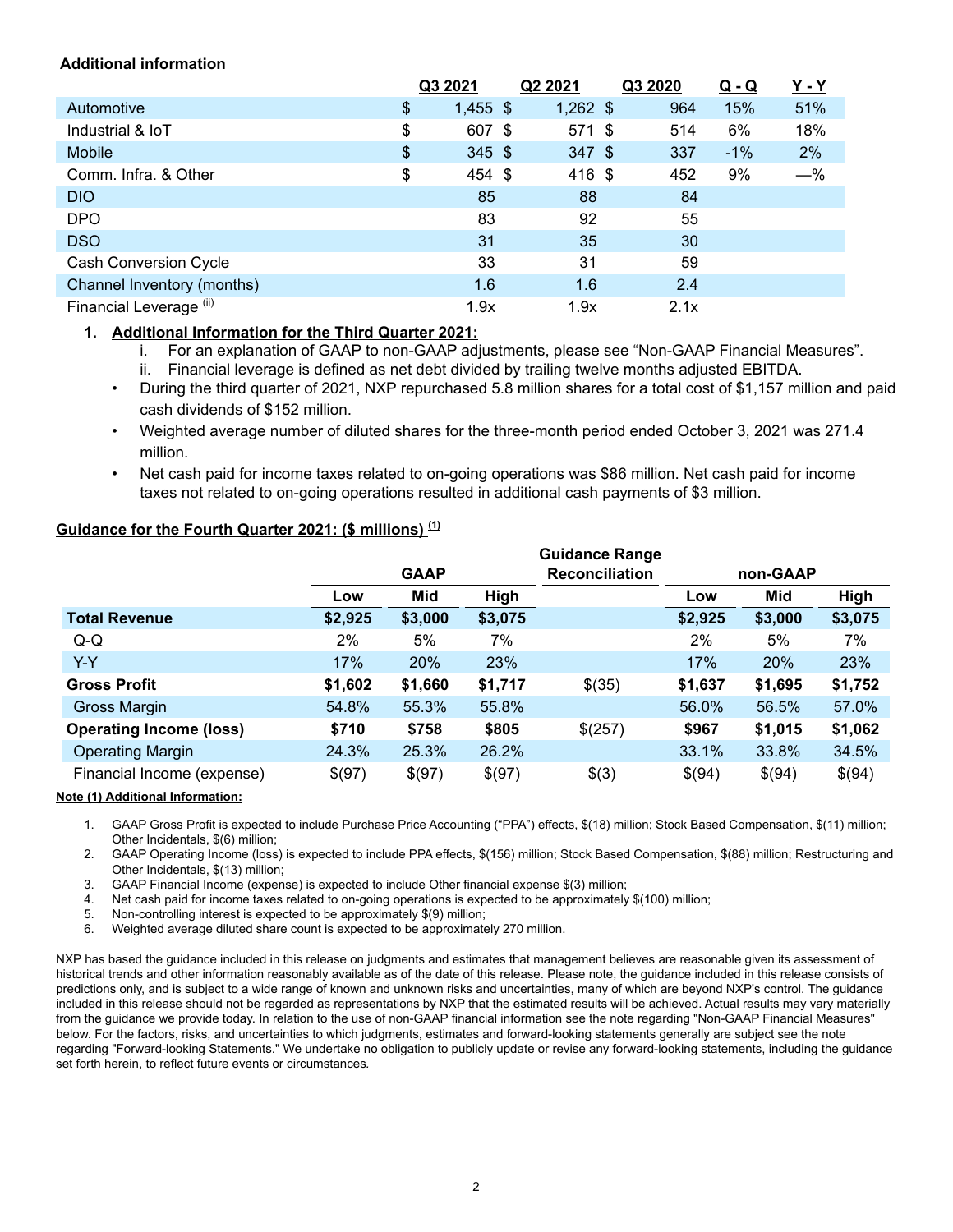**Additional information**

| | Q3 2021 | Q2 2021 | Q3 2020 | Q - Q | Y - Y |
|---|---|---|---|---|---|
| Automotive | $ 1,455 | $ 1,262 | $ 964 | 15% | 51% |
| Industrial & IoT | $ 607 | $ 571 | $ 514 | 6% | 18% |
| Mobile | $ 345 | $ 347 | $ 337 | -1% | 2% |
| Comm. Infra. & Other | $ 454 | $ 416 | $ 452 | 9% | —% |
| DIO | 85 | 88 | 84 | | |
| DPO | 83 | 92 | 55 | | |
| DSO | 31 | 35 | 30 | | |
| Cash Conversion Cycle | 33 | 31 | 59 | | |
| Channel Inventory (months) | 1.6 | 1.6 | 2.4 | | |
| Financial Leverage (ii) | 1.9x | 1.9x | 2.1x | | |

1. **Additional Information for the Third Quarter 2021:**
   - i. For an explanation of GAAP to non-GAAP adjustments, please see "Non-GAAP Financial Measures".
   - ii. Financial leverage is defined as net debt divided by trailing twelve months adjusted EBITDA.
   - During the third quarter of 2021, NXP repurchased 5.8 million shares for a total cost of $1,157 million and paid cash dividends of $152 million.
   - Weighted average number of diluted shares for the three-month period ended October 3, 2021 was 271.4 million.
   - Net cash paid for income taxes related to on-going operations was $86 million. Net cash paid for income taxes not related to on-going operations resulted in additional cash payments of $3 million.

**Guidance for the Fourth Quarter 2021: ($ millions) (1)**

| | GAAP | | | Guidance Range Reconciliation | non-GAAP | | |
|---|---|---|---|---|---|---|---|
| | Low | Mid | High | | Low | Mid | High |
| **Total Revenue** | **$2,925** | **$3,000** | **$3,075** | | **$2,925** | **$3,000** | **$3,075** |
| Q-Q | 2% | 5% | 7% | | 2% | 5% | 7% |
| Y-Y | 17% | 20% | 23% | | 17% | 20% | 23% |
| **Gross Profit** | **$1,602** | **$1,660** | **$1,717** | $(35) | **$1,637** | **$1,695** | **$1,752** |
| Gross Margin | 54.8% | 55.3% | 55.8% | | 56.0% | 56.5% | 57.0% |
| **Operating Income (loss)** | **$710** | **$758** | **$805** | $(257) | **$967** | **$1,015** | **$1,062** |
| Operating Margin | 24.3% | 25.3% | 26.2% | | 33.1% | 33.8% | 34.5% |
| Financial Income (expense) | $(97) | $(97) | $(97) | $(3) | $(94) | $(94) | $(94) |

**Note (1) Additional Information:**

1. GAAP Gross Profit is expected to include Purchase Price Accounting ("PPA") effects, $(18) million; Stock Based Compensation, $(11) million; Other Incidentals, $(6) million;
2. GAAP Operating Income (loss) is expected to include PPA effects, $(156) million; Stock Based Compensation, $(88) million; Restructuring and Other Incidentals, $(13) million;
3. GAAP Financial Income (expense) is expected to include Other financial expense $(3) million;
4. Net cash paid for income taxes related to on-going operations is expected to be approximately $(100) million;
5. Non-controlling interest is expected to be approximately $(9) million;
6. Weighted average diluted share count is expected to be approximately 270 million.

NXP has based the guidance included in this release on judgments and estimates that management believes are reasonable given its assessment of historical trends and other information reasonably available as of the date of this release. Please note, the guidance included in this release consists of predictions only, and is subject to a wide range of known and unknown risks and uncertainties, many of which are beyond NXP's control. The guidance included in this release should not be regarded as representations by NXP that the estimated results will be achieved. Actual results may vary materially from the guidance we provide today. In relation to the use of non-GAAP financial information see the note regarding "Non-GAAP Financial Measures" below. For the factors, risks, and uncertainties to which judgments, estimates and forward-looking statements generally are subject see the note regarding "Forward-looking Statements." We undertake no obligation to publicly update or revise any forward-looking statements, including the guidance set forth herein, to reflect future events or circumstances.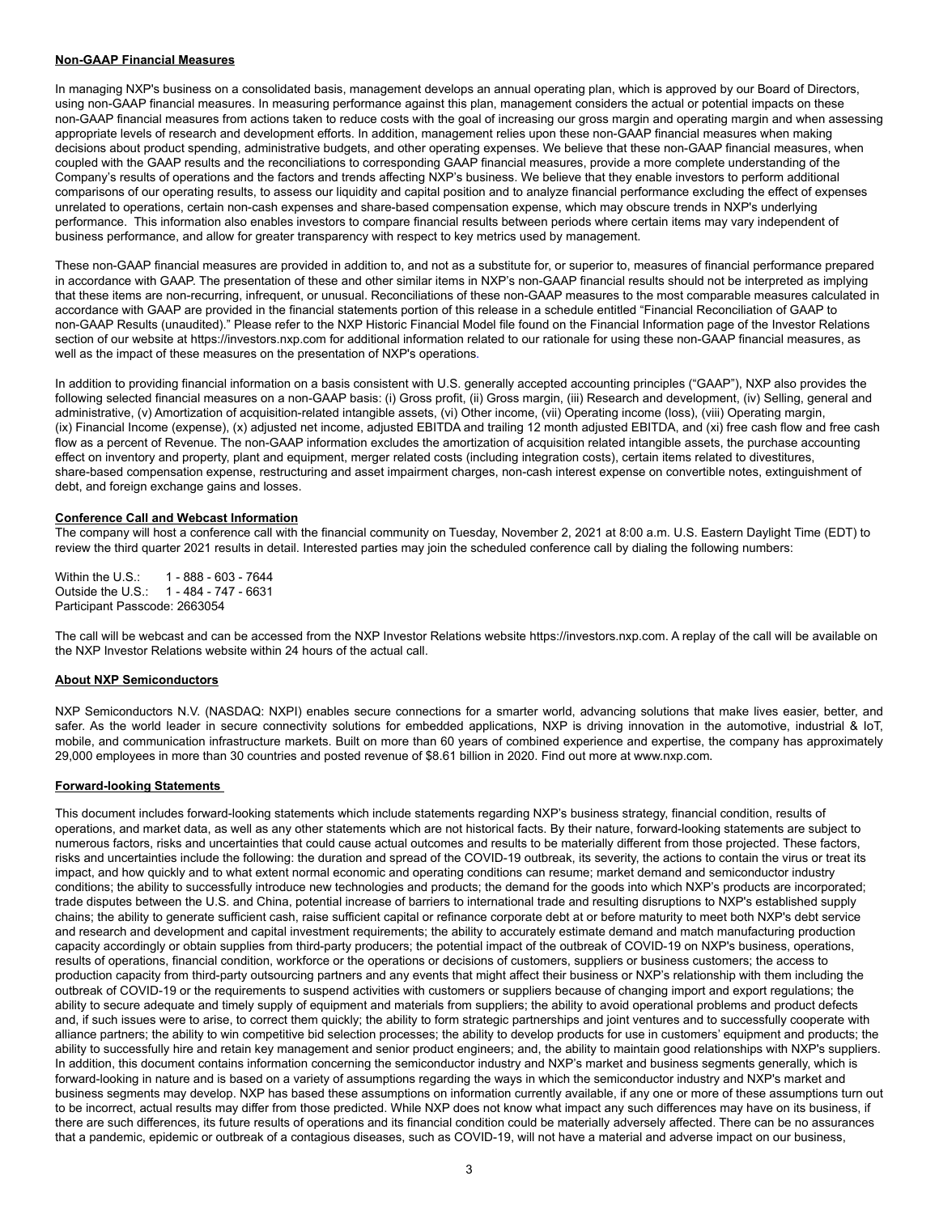**Non-GAAP Financial Measures**

In managing NXP's business on a consolidated basis, management develops an annual operating plan, which is approved by our Board of Directors, using non-GAAP financial measures. In measuring performance against this plan, management considers the actual or potential impacts on these non-GAAP financial measures from actions taken to reduce costs with the goal of increasing our gross margin and operating margin and when assessing appropriate levels of research and development efforts. In addition, management relies upon these non-GAAP financial measures when making decisions about product spending, administrative budgets, and other operating expenses. We believe that these non-GAAP financial measures, when coupled with the GAAP results and the reconciliations to corresponding GAAP financial measures, provide a more complete understanding of the Company's results of operations and the factors and trends affecting NXP's business. We believe that they enable investors to perform additional comparisons of our operating results, to assess our liquidity and capital position and to analyze financial performance excluding the effect of expenses unrelated to operations, certain non-cash expenses and share-based compensation expense, which may obscure trends in NXP's underlying performance. This information also enables investors to compare financial results between periods where certain items may vary independent of business performance, and allow for greater transparency with respect to key metrics used by management.

These non-GAAP financial measures are provided in addition to, and not as a substitute for, or superior to, measures of financial performance prepared in accordance with GAAP. The presentation of these and other similar items in NXP's non-GAAP financial results should not be interpreted as implying that these items are non-recurring, infrequent, or unusual. Reconciliations of these non-GAAP measures to the most comparable measures calculated in accordance with GAAP are provided in the financial statements portion of this release in a schedule entitled "Financial Reconciliation of GAAP to non-GAAP Results (unaudited)." Please refer to the NXP Historic Financial Model file found on the Financial Information page of the Investor Relations section of our website at https://investors.nxp.com for additional information related to our rationale for using these non-GAAP financial measures, as well as the impact of these measures on the presentation of NXP's operations.

In addition to providing financial information on a basis consistent with U.S. generally accepted accounting principles ("GAAP"), NXP also provides the following selected financial measures on a non-GAAP basis: (i) Gross profit, (ii) Gross margin, (iii) Research and development, (iv) Selling, general and administrative, (v) Amortization of acquisition-related intangible assets, (vi) Other income, (vii) Operating income (loss), (viii) Operating margin, (ix) Financial Income (expense), (x) adjusted net income, adjusted EBITDA and trailing 12 month adjusted EBITDA, and (xi) free cash flow and free cash flow as a percent of Revenue. The non-GAAP information excludes the amortization of acquisition related intangible assets, the purchase accounting effect on inventory and property, plant and equipment, merger related costs (including integration costs), certain items related to divestitures, share-based compensation expense, restructuring and asset impairment charges, non-cash interest expense on convertible notes, extinguishment of debt, and foreign exchange gains and losses.

**Conference Call and Webcast Information**

The company will host a conference call with the financial community on Tuesday, November 2, 2021 at 8:00 a.m. U.S. Eastern Daylight Time (EDT) to review the third quarter 2021 results in detail. Interested parties may join the scheduled conference call by dialing the following numbers:

Within the U.S.: 1 - 888 - 603 - 7644
Outside the U.S.: 1 - 484 - 747 - 6631
Participant Passcode: 2663054

The call will be webcast and can be accessed from the NXP Investor Relations website https://investors.nxp.com. A replay of the call will be available on the NXP Investor Relations website within 24 hours of the actual call.

**About NXP Semiconductors**

NXP Semiconductors N.V. (NASDAQ: NXPI) enables secure connections for a smarter world, advancing solutions that make lives easier, better, and safer. As the world leader in secure connectivity solutions for embedded applications, NXP is driving innovation in the automotive, industrial & IoT, mobile, and communication infrastructure markets. Built on more than 60 years of combined experience and expertise, the company has approximately 29,000 employees in more than 30 countries and posted revenue of $8.61 billion in 2020. Find out more at www.nxp.com.

**Forward-looking Statements**

This document includes forward-looking statements which include statements regarding NXP's business strategy, financial condition, results of operations, and market data, as well as any other statements which are not historical facts. By their nature, forward-looking statements are subject to numerous factors, risks and uncertainties that could cause actual outcomes and results to be materially different from those projected. These factors, risks and uncertainties include the following: the duration and spread of the COVID-19 outbreak, its severity, the actions to contain the virus or treat its impact, and how quickly and to what extent normal economic and operating conditions can resume; market demand and semiconductor industry conditions; the ability to successfully introduce new technologies and products; the demand for the goods into which NXP's products are incorporated; trade disputes between the U.S. and China, potential increase of barriers to international trade and resulting disruptions to NXP's established supply chains; the ability to generate sufficient cash, raise sufficient capital or refinance corporate debt at or before maturity to meet both NXP's debt service and research and development and capital investment requirements; the ability to accurately estimate demand and match manufacturing production capacity accordingly or obtain supplies from third-party producers; the potential impact of the outbreak of COVID-19 on NXP's business, operations, results of operations, financial condition, workforce or the operations or decisions of customers, suppliers or business customers; the access to production capacity from third-party outsourcing partners and any events that might affect their business or NXP's relationship with them including the outbreak of COVID-19 or the requirements to suspend activities with customers or suppliers because of changing import and export regulations; the ability to secure adequate and timely supply of equipment and materials from suppliers; the ability to avoid operational problems and product defects and, if such issues were to arise, to correct them quickly; the ability to form strategic partnerships and joint ventures and to successfully cooperate with alliance partners; the ability to win competitive bid selection processes; the ability to develop products for use in customers' equipment and products; the ability to successfully hire and retain key management and senior product engineers; and, the ability to maintain good relationships with NXP's suppliers. In addition, this document contains information concerning the semiconductor industry and NXP's market and business segments generally, which is forward-looking in nature and is based on a variety of assumptions regarding the ways in which the semiconductor industry and NXP's market and business segments may develop. NXP has based these assumptions on information currently available, if any one or more of these assumptions turn out to be incorrect, actual results may differ from those predicted. While NXP does not know what impact any such differences may have on its business, if there are such differences, its future results of operations and its financial condition could be materially adversely affected. There can be no assurances that a pandemic, epidemic or outbreak of a contagious diseases, such as COVID-19, will not have a material and adverse impact on our business,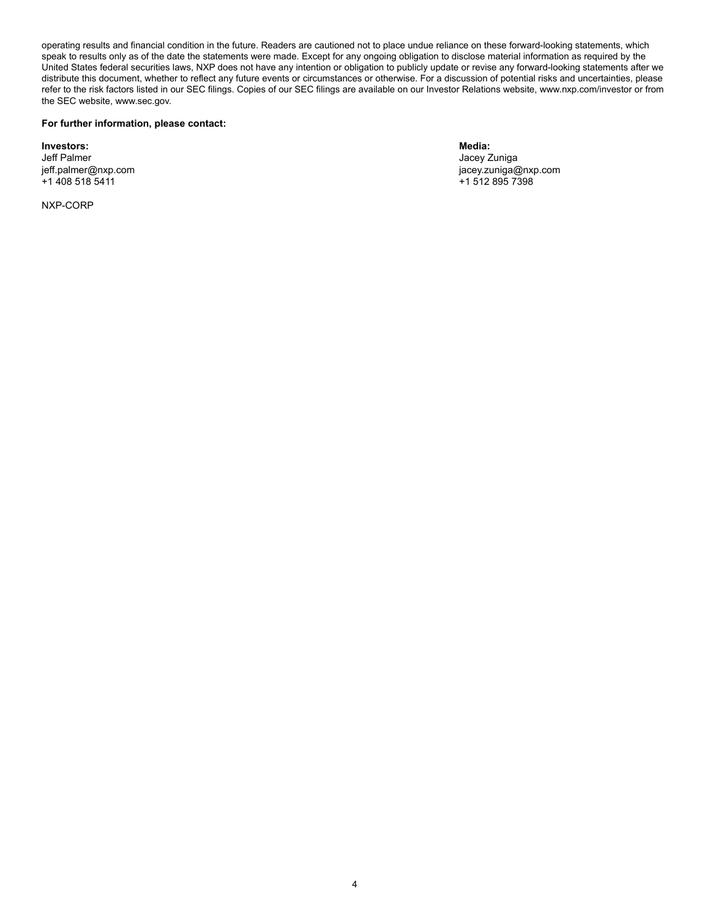operating results and financial condition in the future. Readers are cautioned not to place undue reliance on these forward-looking statements, which speak to results only as of the date the statements were made. Except for any ongoing obligation to disclose material information as required by the United States federal securities laws, NXP does not have any intention or obligation to publicly update or revise any forward-looking statements after we distribute this document, whether to reflect any future events or circumstances or otherwise. For a discussion of potential risks and uncertainties, please refer to the risk factors listed in our SEC filings. Copies of our SEC filings are available on our Investor Relations website, www.nxp.com/investor or from the SEC website, www.sec.gov.

**For further information, please contact:**

**Investors:**
Jeff Palmer
jeff.palmer@nxp.com
+1 408 518 5411

**Media:**
Jacey Zuniga
jacey.zuniga@nxp.com
+1 512 895 7398

NXP-CORP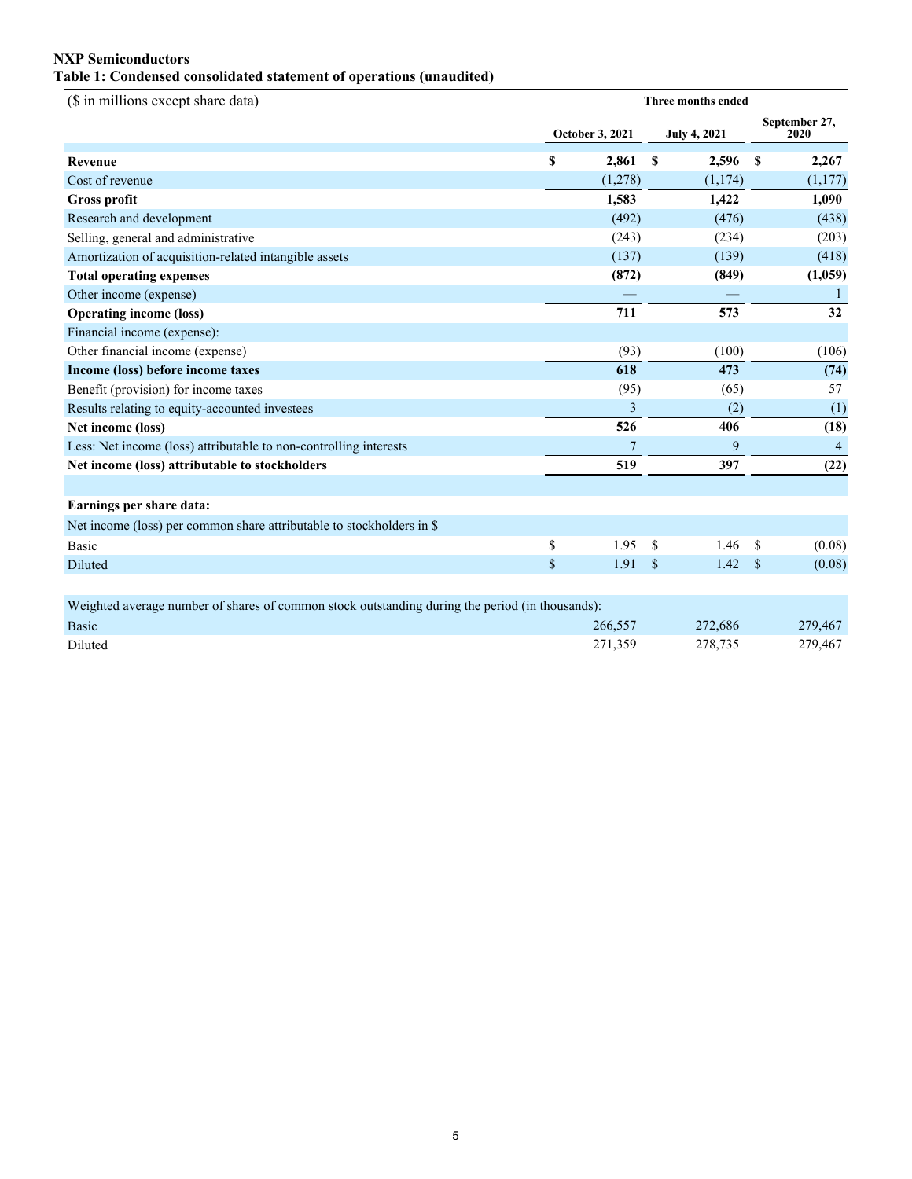**NXP Semiconductors**

**Table 1: Condensed consolidated statement of operations (unaudited)**

| ($ in millions except share data) | Three months ended | | |
|---|---|---|---|
| | October 3, 2021 | July 4, 2021 | September 27, 2020 |
| **Revenue** | **$ 2,861** | **$ 2,596** | **$ 2,267** |
| Cost of revenue | (1,278) | (1,174) | (1,177) |
| **Gross profit** | **1,583** | **1,422** | **1,090** |
| Research and development | (492) | (476) | (438) |
| Selling, general and administrative | (243) | (234) | (203) |
| Amortization of acquisition-related intangible assets | (137) | (139) | (418) |
| **Total operating expenses** | **(872)** | **(849)** | **(1,059)** |
| Other income (expense) | — | — | 1 |
| **Operating income (loss)** | **711** | **573** | **32** |
| Financial income (expense): | | | |
| Other financial income (expense) | (93) | (100) | (106) |
| **Income (loss) before income taxes** | **618** | **473** | **(74)** |
| Benefit (provision) for income taxes | (95) | (65) | 57 |
| Results relating to equity-accounted investees | 3 | (2) | (1) |
| **Net income (loss)** | **526** | **406** | **(18)** |
| Less: Net income (loss) attributable to non-controlling interests | 7 | 9 | 4 |
| **Net income (loss) attributable to stockholders** | **519** | **397** | **(22)** |
| | | | |
| **Earnings per share data:** | | | |
| Net income (loss) per common share attributable to stockholders in $ | | | |
| Basic | $ 1.95 | $ 1.46 | $ (0.08) |
| Diluted | $ 1.91 | $ 1.42 | $ (0.08) |
| | | | |
| Weighted average number of shares of common stock outstanding during the period (in thousands): | | | |
| Basic | 266,557 | 272,686 | 279,467 |
| Diluted | 271,359 | 278,735 | 279,467 |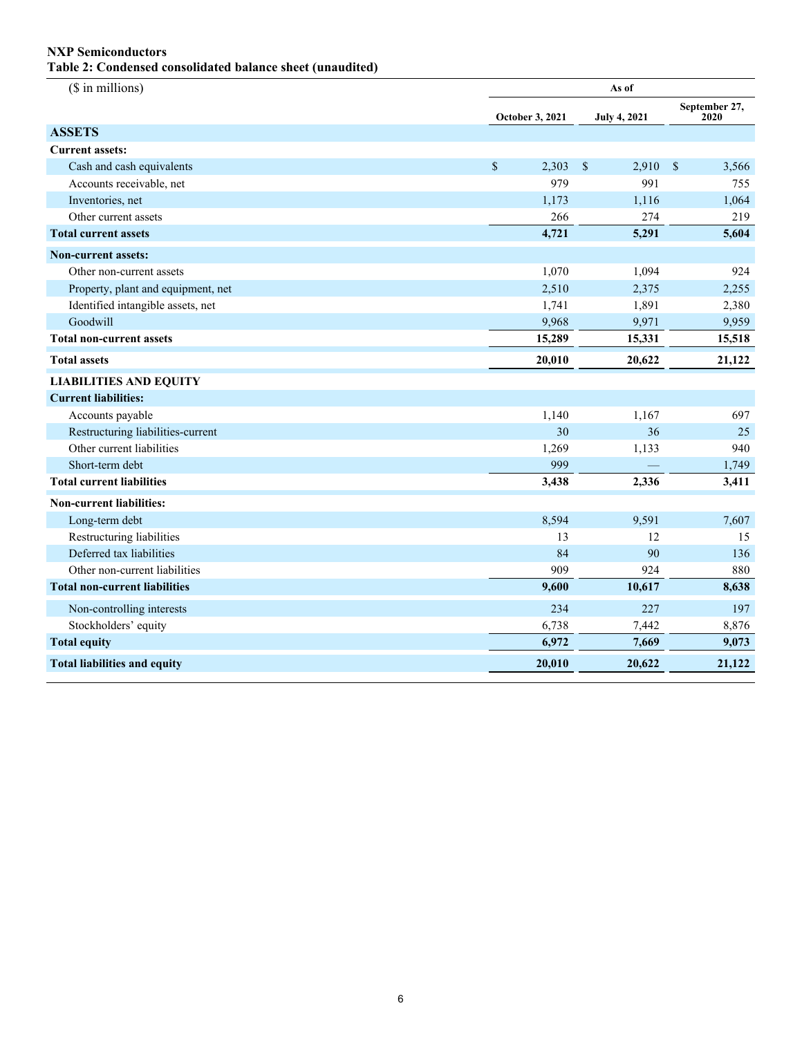**NXP Semiconductors**

**Table 2: Condensed consolidated balance sheet (unaudited)**

| ($ in millions) | As of | | |
|---|---|---|---|
| | October 3, 2021 | July 4, 2021 | September 27, 2020 |
| **ASSETS** | | | |
| **Current assets:** | | | |
| Cash and cash equivalents | $ 2,303 | $ 2,910 | $ 3,566 |
| Accounts receivable, net | 979 | 991 | 755 |
| Inventories, net | 1,173 | 1,116 | 1,064 |
| Other current assets | 266 | 274 | 219 |
| **Total current assets** | **4,721** | **5,291** | **5,604** |
| **Non-current assets:** | | | |
| Other non-current assets | 1,070 | 1,094 | 924 |
| Property, plant and equipment, net | 2,510 | 2,375 | 2,255 |
| Identified intangible assets, net | 1,741 | 1,891 | 2,380 |
| Goodwill | 9,968 | 9,971 | 9,959 |
| **Total non-current assets** | **15,289** | **15,331** | **15,518** |
| **Total assets** | **20,010** | **20,622** | **21,122** |
| **LIABILITIES AND EQUITY** | | | |
| **Current liabilities:** | | | |
| Accounts payable | 1,140 | 1,167 | 697 |
| Restructuring liabilities-current | 30 | 36 | 25 |
| Other current liabilities | 1,269 | 1,133 | 940 |
| Short-term debt | 999 | — | 1,749 |
| **Total current liabilities** | **3,438** | **2,336** | **3,411** |
| **Non-current liabilities:** | | | |
| Long-term debt | 8,594 | 9,591 | 7,607 |
| Restructuring liabilities | 13 | 12 | 15 |
| Deferred tax liabilities | 84 | 90 | 136 |
| Other non-current liabilities | 909 | 924 | 880 |
| **Total non-current liabilities** | **9,600** | **10,617** | **8,638** |
| Non-controlling interests | 234 | 227 | 197 |
| Stockholders' equity | 6,738 | 7,442 | 8,876 |
| **Total equity** | **6,972** | **7,669** | **9,073** |
| **Total liabilities and equity** | **20,010** | **20,622** | **21,122** |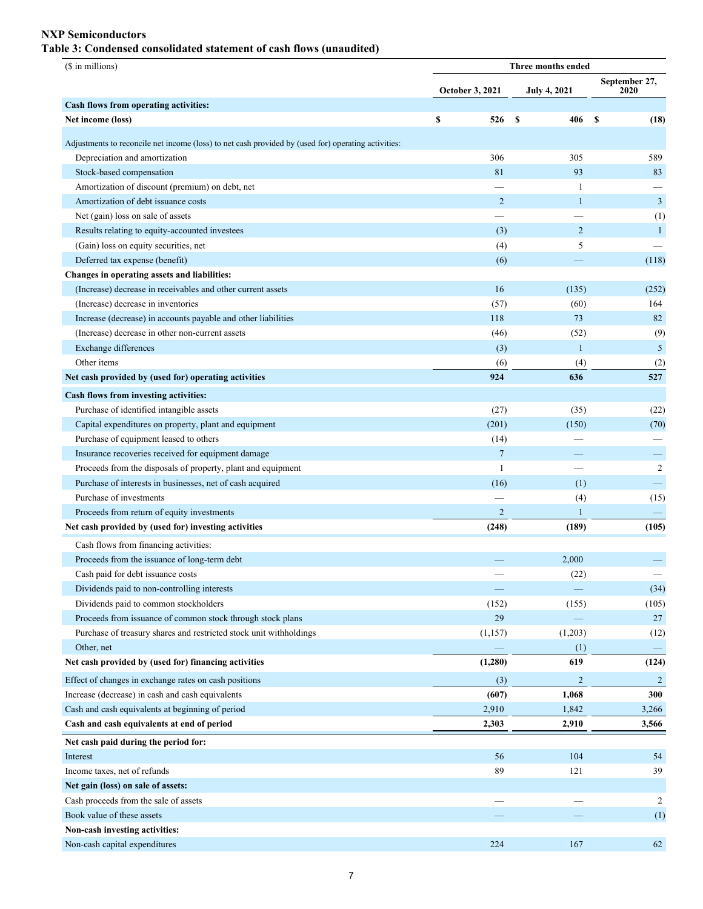# NXP Semiconductors

## Table 3: Condensed consolidated statement of cash flows (unaudited)

| ($ in millions) | Three months ended | | |
|---|---|---|---|
| | October 3, 2021 | July 4, 2021 | September 27, 2020 |
| **Cash flows from operating activities:** | | | |
| **Net income (loss)** | **$ 526** | **$ 406** | **$ (18)** |
| Adjustments to reconcile net income (loss) to net cash provided by (used for) operating activities: | | | |
| Depreciation and amortization | 306 | 305 | 589 |
| Stock-based compensation | 81 | 93 | 83 |
| Amortization of discount (premium) on debt, net | — | 1 | — |
| Amortization of debt issuance costs | 2 | 1 | 3 |
| Net (gain) loss on sale of assets | — | — | (1) |
| Results relating to equity-accounted investees | (3) | 2 | 1 |
| (Gain) loss on equity securities, net | (4) | 5 | — |
| Deferred tax expense (benefit) | (6) | — | (118) |
| **Changes in operating assets and liabilities:** | | | |
| (Increase) decrease in receivables and other current assets | 16 | (135) | (252) |
| (Increase) decrease in inventories | (57) | (60) | 164 |
| Increase (decrease) in accounts payable and other liabilities | 118 | 73 | 82 |
| (Increase) decrease in other non-current assets | (46) | (52) | (9) |
| Exchange differences | (3) | 1 | 5 |
| Other items | (6) | (4) | (2) |
| **Net cash provided by (used for) operating activities** | **924** | **636** | **527** |
| **Cash flows from investing activities:** | | | |
| Purchase of identified intangible assets | (27) | (35) | (22) |
| Capital expenditures on property, plant and equipment | (201) | (150) | (70) |
| Purchase of equipment leased to others | (14) | — | — |
| Insurance recoveries received for equipment damage | 7 | — | — |
| Proceeds from the disposals of property, plant and equipment | 1 | — | 2 |
| Purchase of interests in businesses, net of cash acquired | (16) | (1) | — |
| Purchase of investments | — | (4) | (15) |
| Proceeds from return of equity investments | 2 | 1 | — |
| **Net cash provided by (used for) investing activities** | **(248)** | **(189)** | **(105)** |
| Cash flows from financing activities: | | | |
| Proceeds from the issuance of long-term debt | — | 2,000 | — |
| Cash paid for debt issuance costs | — | (22) | — |
| Dividends paid to non-controlling interests | — | — | (34) |
| Dividends paid to common stockholders | (152) | (155) | (105) |
| Proceeds from issuance of common stock through stock plans | 29 | — | 27 |
| Purchase of treasury shares and restricted stock unit withholdings | (1,157) | (1,203) | (12) |
| Other, net | — | (1) | — |
| **Net cash provided by (used for) financing activities** | **(1,280)** | **619** | **(124)** |
| Effect of changes in exchange rates on cash positions | (3) | 2 | 2 |
| Increase (decrease) in cash and cash equivalents | **(607)** | **1,068** | **300** |
| Cash and cash equivalents at beginning of period | 2,910 | 1,842 | 3,266 |
| **Cash and cash equivalents at end of period** | **2,303** | **2,910** | **3,566** |
| **Net cash paid during the period for:** | | | |
| Interest | 56 | 104 | 54 |
| Income taxes, net of refunds | 89 | 121 | 39 |
| **Net gain (loss) on sale of assets:** | | | |
| Cash proceeds from the sale of assets | — | — | 2 |
| Book value of these assets | — | — | (1) |
| **Non-cash investing activities:** | | | |
| Non-cash capital expenditures | 224 | 167 | 62 |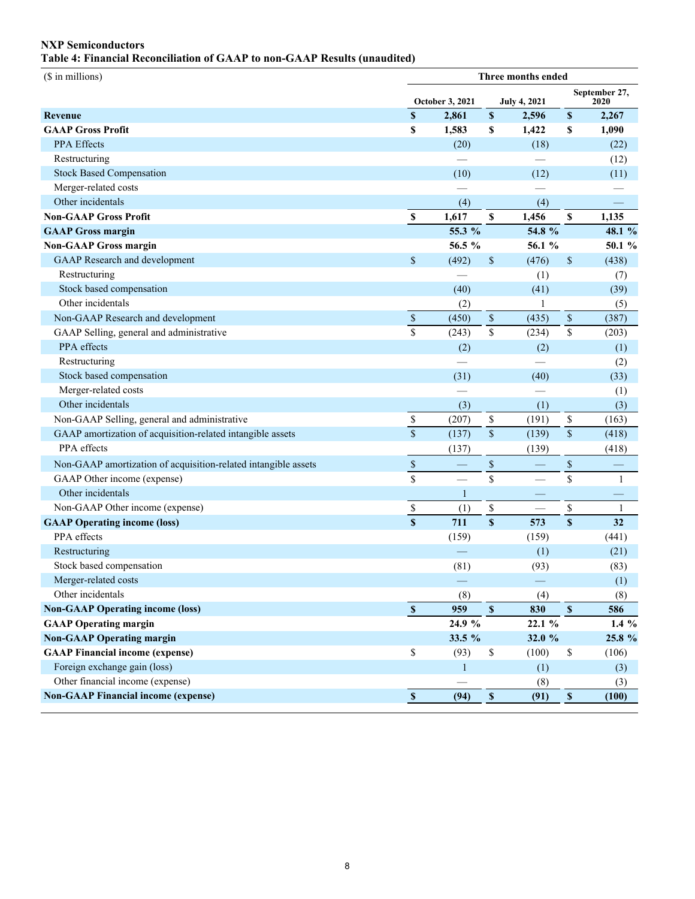**NXP Semiconductors**
**Table 4: Financial Reconciliation of GAAP to non-GAAP Results (unaudited)**

| ($ in millions) | Three months ended | | |
|---|---|---|---|
| | October 3, 2021 | July 4, 2021 | September 27, 2020 |
| **Revenue** | **$ 2,861** | **$ 2,596** | **$ 2,267** |
| **GAAP Gross Profit** | **$ 1,583** | **$ 1,422** | **$ 1,090** |
| PPA Effects | (20) | (18) | (22) |
| Restructuring | — | — | (12) |
| Stock Based Compensation | (10) | (12) | (11) |
| Merger-related costs | — | — | — |
| Other incidentals | (4) | (4) | — |
| **Non-GAAP Gross Profit** | **$ 1,617** | **$ 1,456** | **$ 1,135** |
| **GAAP Gross margin** | **55.3 %** | **54.8 %** | **48.1 %** |
| **Non-GAAP Gross margin** | **56.5 %** | **56.1 %** | **50.1 %** |
| GAAP Research and development | $ (492) | $ (476) | $ (438) |
| Restructuring | — | (1) | (7) |
| Stock based compensation | (40) | (41) | (39) |
| Other incidentals | (2) | 1 | (5) |
| Non-GAAP Research and development | $ (450) | $ (435) | $ (387) |
| GAAP Selling, general and administrative | $ (243) | $ (234) | $ (203) |
| PPA effects | (2) | (2) | (1) |
| Restructuring | — | — | (2) |
| Stock based compensation | (31) | (40) | (33) |
| Merger-related costs | — | — | (1) |
| Other incidentals | (3) | (1) | (3) |
| Non-GAAP Selling, general and administrative | $ (207) | $ (191) | $ (163) |
| GAAP amortization of acquisition-related intangible assets | $ (137) | $ (139) | $ (418) |
| PPA effects | (137) | (139) | (418) |
| Non-GAAP amortization of acquisition-related intangible assets | $ — | $ — | $ — |
| GAAP Other income (expense) | $ — | $ — | $ 1 |
| Other incidentals | 1 | — | — |
| Non-GAAP Other income (expense) | $ (1) | $ — | $ 1 |
| **GAAP Operating income (loss)** | **$ 711** | **$ 573** | **$ 32** |
| PPA effects | (159) | (159) | (441) |
| Restructuring | — | (1) | (21) |
| Stock based compensation | (81) | (93) | (83) |
| Merger-related costs | — | — | (1) |
| Other incidentals | (8) | (4) | (8) |
| **Non-GAAP Operating income (loss)** | **$ 959** | **$ 830** | **$ 586** |
| **GAAP Operating margin** | **24.9 %** | **22.1 %** | **1.4 %** |
| **Non-GAAP Operating margin** | **33.5 %** | **32.0 %** | **25.8 %** |
| **GAAP Financial income (expense)** | $ (93) | $ (100) | $ (106) |
| Foreign exchange gain (loss) | 1 | (1) | (3) |
| Other financial income (expense) | — | (8) | (3) |
| **Non-GAAP Financial income (expense)** | **$ (94)** | **$ (91)** | **$ (100)** |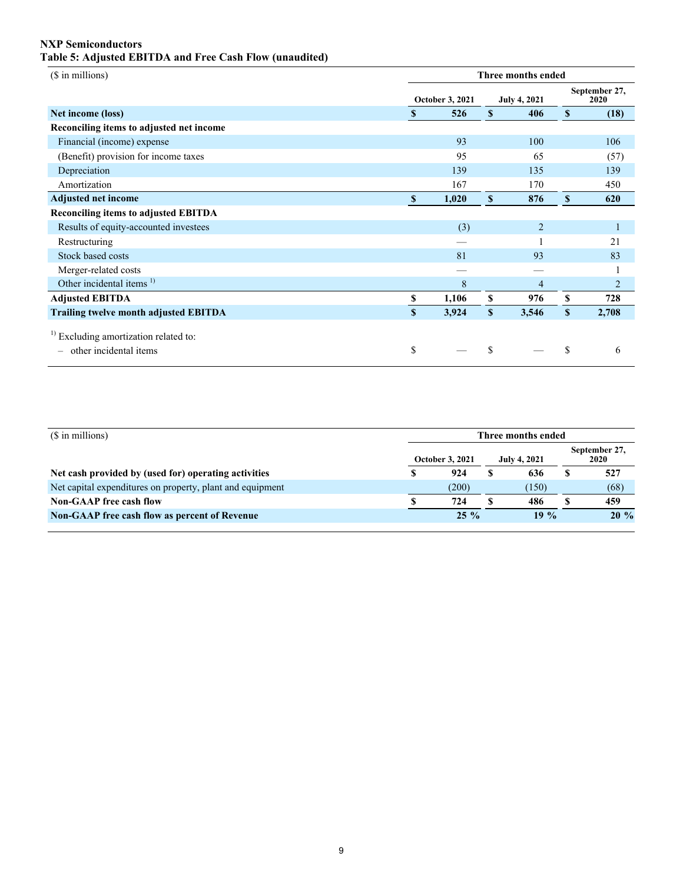**NXP Semiconductors**
**Table 5: Adjusted EBITDA and Free Cash Flow (unaudited)**

| ($ in millions) | Three months ended | | |
|---|---|---|---|
| | October 3, 2021 | July 4, 2021 | September 27, 2020 |
| **Net income (loss)** | **$ 526** | **$ 406** | **$ (18)** |
| **Reconciling items to adjusted net income** | | | |
| Financial (income) expense | 93 | 100 | 106 |
| (Benefit) provision for income taxes | 95 | 65 | (57) |
| Depreciation | 139 | 135 | 139 |
| Amortization | 167 | 170 | 450 |
| **Adjusted net income** | **$ 1,020** | **$ 876** | **$ 620** |
| **Reconciling items to adjusted EBITDA** | | | |
| Results of equity-accounted investees | (3) | 2 | 1 |
| Restructuring | — | 1 | 21 |
| Stock based costs | 81 | 93 | 83 |
| Merger-related costs | — | — | 1 |
| Other incidental items [1) ] | 8 | 4 | 2 |
| **Adjusted EBITDA** | **$ 1,106** | **$ 976** | **$ 728** |
| **Trailing twelve month adjusted EBITDA** | **$ 3,924** | **$ 3,546** | **$ 2,708** |
| [1)] Excluding amortization related to: | | | |
| – other incidental items | $ — | $ — | $ 6 |

| ($ in millions) | Three months ended | | |
|---|---|---|---|
| | October 3, 2021 | July 4, 2021 | September 27, 2020 |
| **Net cash provided by (used for) operating activities** | **$ 924** | **$ 636** | **$ 527** |
| Net capital expenditures on property, plant and equipment | (200) | (150) | (68) |
| **Non-GAAP free cash flow** | **$ 724** | **$ 486** | **$ 459** |
| **Non-GAAP free cash flow as percent of Revenue** | **25 %** | **19 %** | **20 %** |